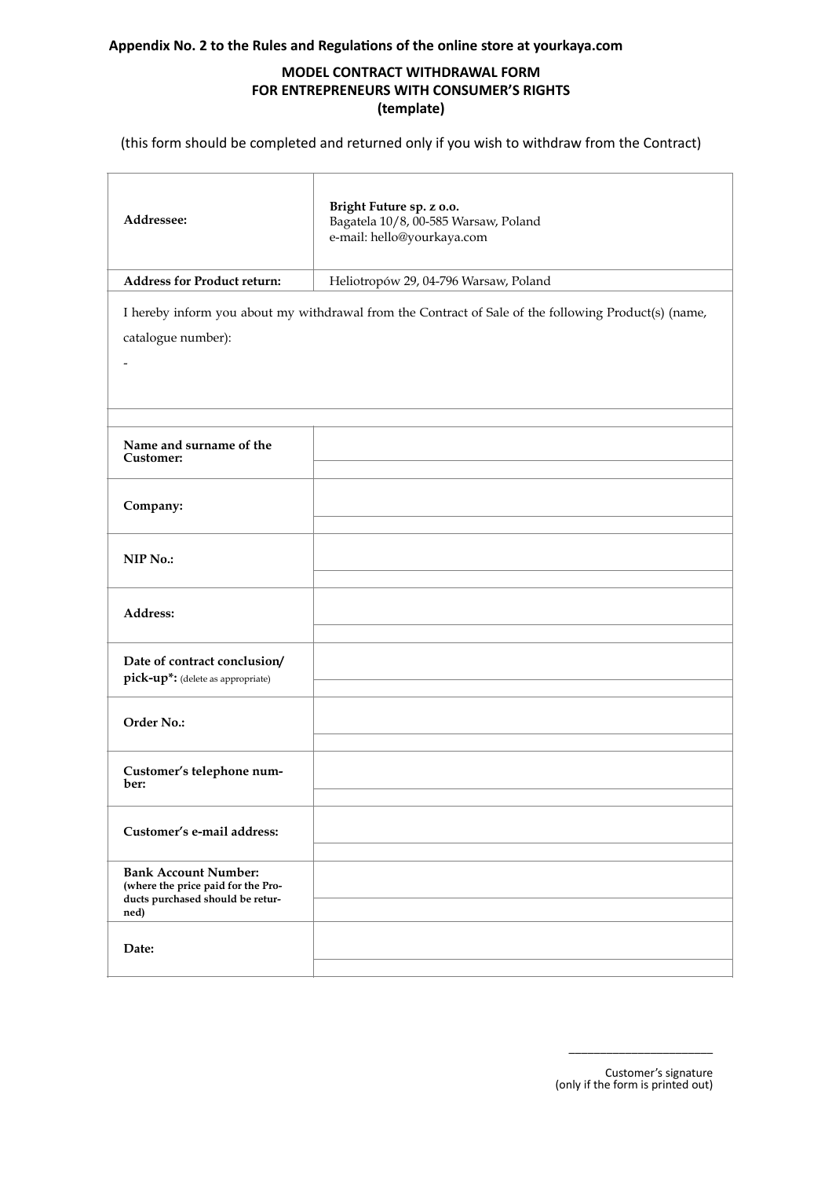**Appendix No. 2 to the Rules and Regulations of the online store at yourkaya.com**

## MODEL CONTRACT WITHDRAWAL FORM FOR ENTREPRENEURS WITH CONSUMER'S RIGHTS (template)

(this form should be completed and returned only if you wish to withdraw from the Contract)

| | |
|---|---|
| **Addressee:** | **Bright Future sp. z o.o.**<br>Bagatela 10/8, 00-585 Warsaw, Poland<br>e-mail: hello@yourkaya.com |
| **Address for Product return:** | Heliotropów 29, 04-796 Warsaw, Poland |

I hereby inform you about my withdrawal from the Contract of Sale of the following Product(s) (name, catalogue number):

-

| | |
|---|---|
| **Name and surname of the Customer:** | |
| **Company:** | |
| **NIP No.:** | |
| **Address:** | |
| **Date of contract conclusion/ pick-up*:** (delete as appropriate) | |
| **Order No.:** | |
| **Customer's telephone number:** | |
| **Customer's e-mail address:** | |
| **Bank Account Number:** **(where the price paid for the Products purchased should be returned)** | |
| **Date:** | |

______________________

Customer's signature
(only if the form is printed out)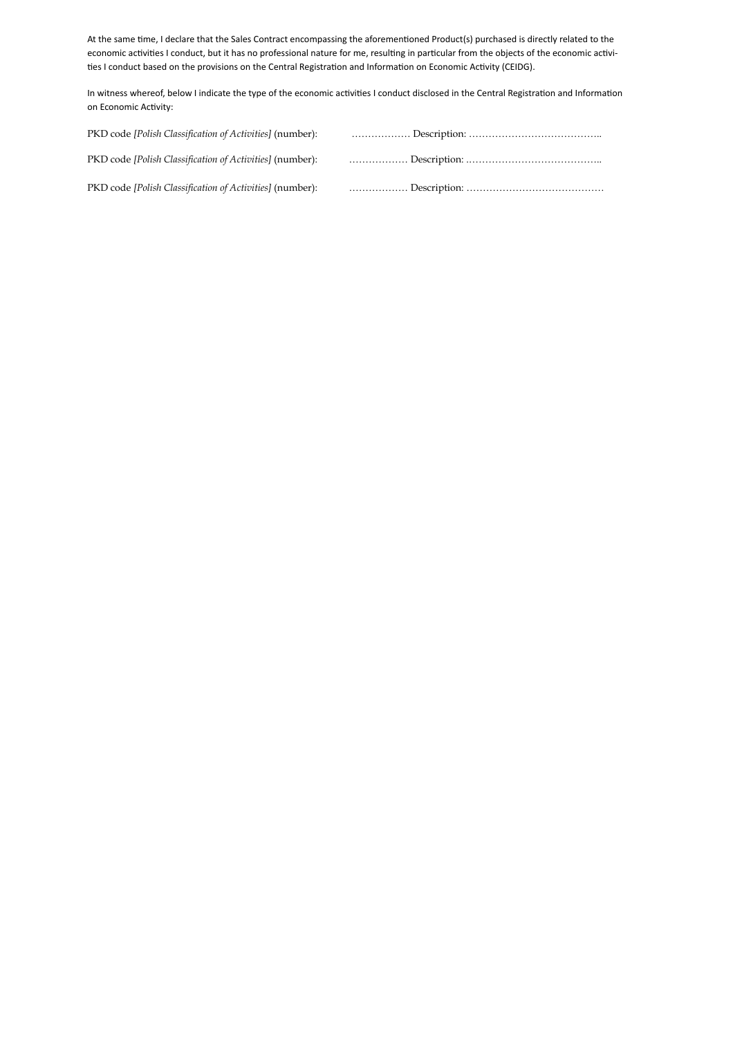At the same time, I declare that the Sales Contract encompassing the aforementioned Product(s) purchased is directly related to the economic activities I conduct, but it has no professional nature for me, resulting in particular from the objects of the economic activities I conduct based on the provisions on the Central Registration and Information on Economic Activity (CEIDG).

In witness whereof, below I indicate the type of the economic activities I conduct disclosed in the Central Registration and Information on Economic Activity:

PKD code *[Polish Classification of Activities]* (number): ……………… Description: …………………………………..

PKD code *[Polish Classification of Activities]* (number): ……………… Description: ..…………………………………..

PKD code *[Polish Classification of Activities]* (number): ……………… Description: ……………………………………